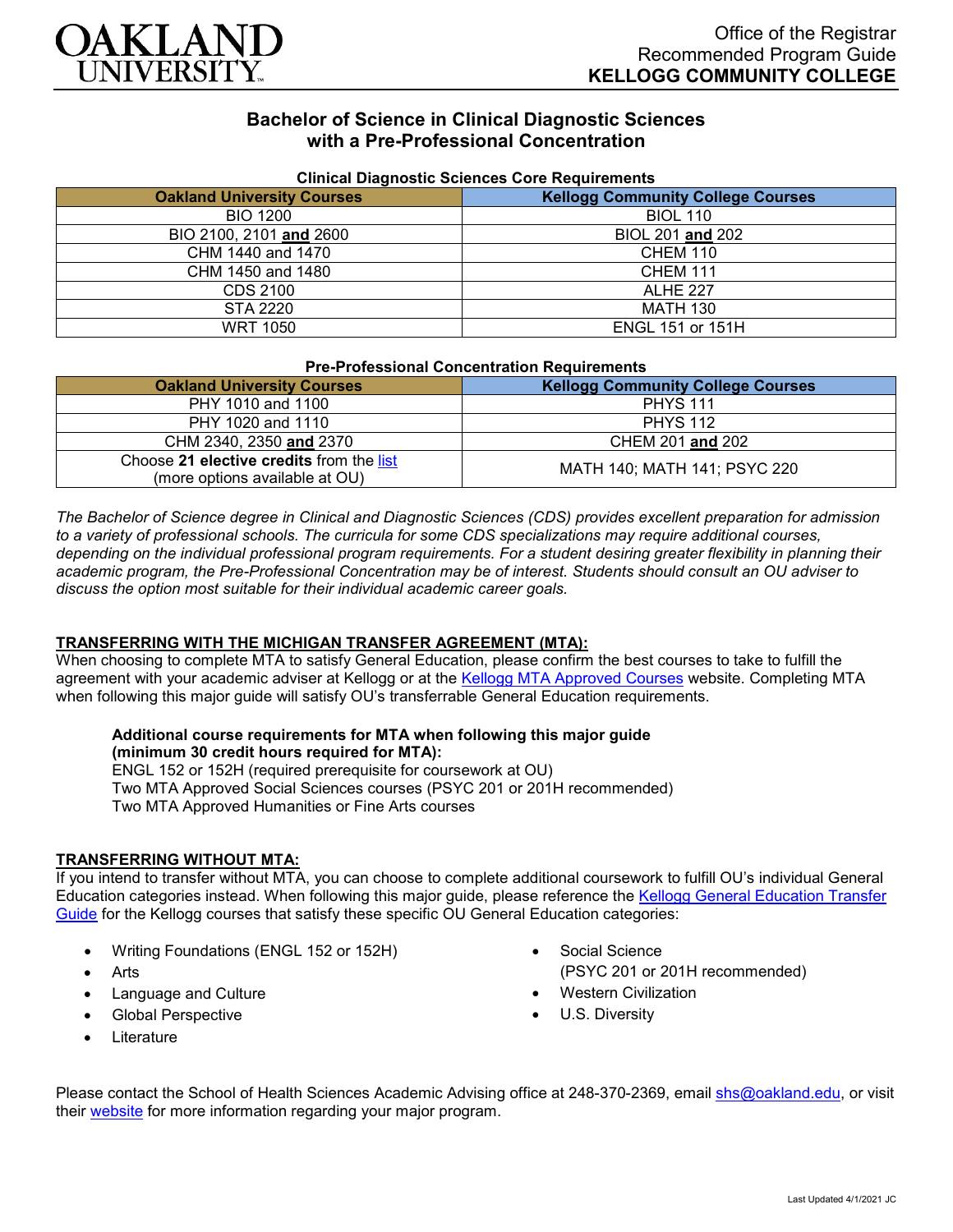# OAKLAND UNIVERSITY

Office of the Registrar
Recommended Program Guide
**KELLOGG COMMUNITY COLLEGE**

## Bachelor of Science in Clinical Diagnostic Sciences with a Pre-Professional Concentration

### Clinical Diagnostic Sciences Core Requirements

| Oakland University Courses | Kellogg Community College Courses |
|---|---|
| BIO 1200 | BIOL 110 |
| BIO 2100, 2101 **and** 2600 | BIOL 201 **and** 202 |
| CHM 1440 and 1470 | CHEM 110 |
| CHM 1450 and 1480 | CHEM 111 |
| CDS 2100 | ALHE 227 |
| STA 2220 | MATH 130 |
| WRT 1050 | ENGL 151 or 151H |

### Pre-Professional Concentration Requirements

| Oakland University Courses | Kellogg Community College Courses |
|---|---|
| PHY 1010 and 1100 | PHYS 111 |
| PHY 1020 and 1110 | PHYS 112 |
| CHM 2340, 2350 **and** 2370 | CHEM 201 **and** 202 |
| Choose **21 elective credits** from the list (more options available at OU) | MATH 140; MATH 141; PSYC 220 |

*The Bachelor of Science degree in Clinical and Diagnostic Sciences (CDS) provides excellent preparation for admission to a variety of professional schools. The curricula for some CDS specializations may require additional courses, depending on the individual professional program requirements. For a student desiring greater flexibility in planning their academic program, the Pre-Professional Concentration may be of interest. Students should consult an OU adviser to discuss the option most suitable for their individual academic career goals.*

**TRANSFERRING WITH THE MICHIGAN TRANSFER AGREEMENT (MTA):**

When choosing to complete MTA to satisfy General Education, please confirm the best courses to take to fulfill the agreement with your academic adviser at Kellogg or at the Kellogg MTA Approved Courses website. Completing MTA when following this major guide will satisfy OU's transferrable General Education requirements.

**Additional course requirements for MTA when following this major guide (minimum 30 credit hours required for MTA):**
ENGL 152 or 152H (required prerequisite for coursework at OU)
Two MTA Approved Social Sciences courses (PSYC 201 or 201H recommended)
Two MTA Approved Humanities or Fine Arts courses

**TRANSFERRING WITHOUT MTA:**

If you intend to transfer without MTA, you can choose to complete additional coursework to fulfill OU's individual General Education categories instead. When following this major guide, please reference the Kellogg General Education Transfer Guide for the Kellogg courses that satisfy these specific OU General Education categories:

- Writing Foundations (ENGL 152 or 152H)
- Arts
- Language and Culture
- Global Perspective
- Literature
- Social Science (PSYC 201 or 201H recommended)
- Western Civilization
- U.S. Diversity

Please contact the School of Health Sciences Academic Advising office at 248-370-2369, email shs@oakland.edu, or visit their website for more information regarding your major program.

Last Updated 4/1/2021 JC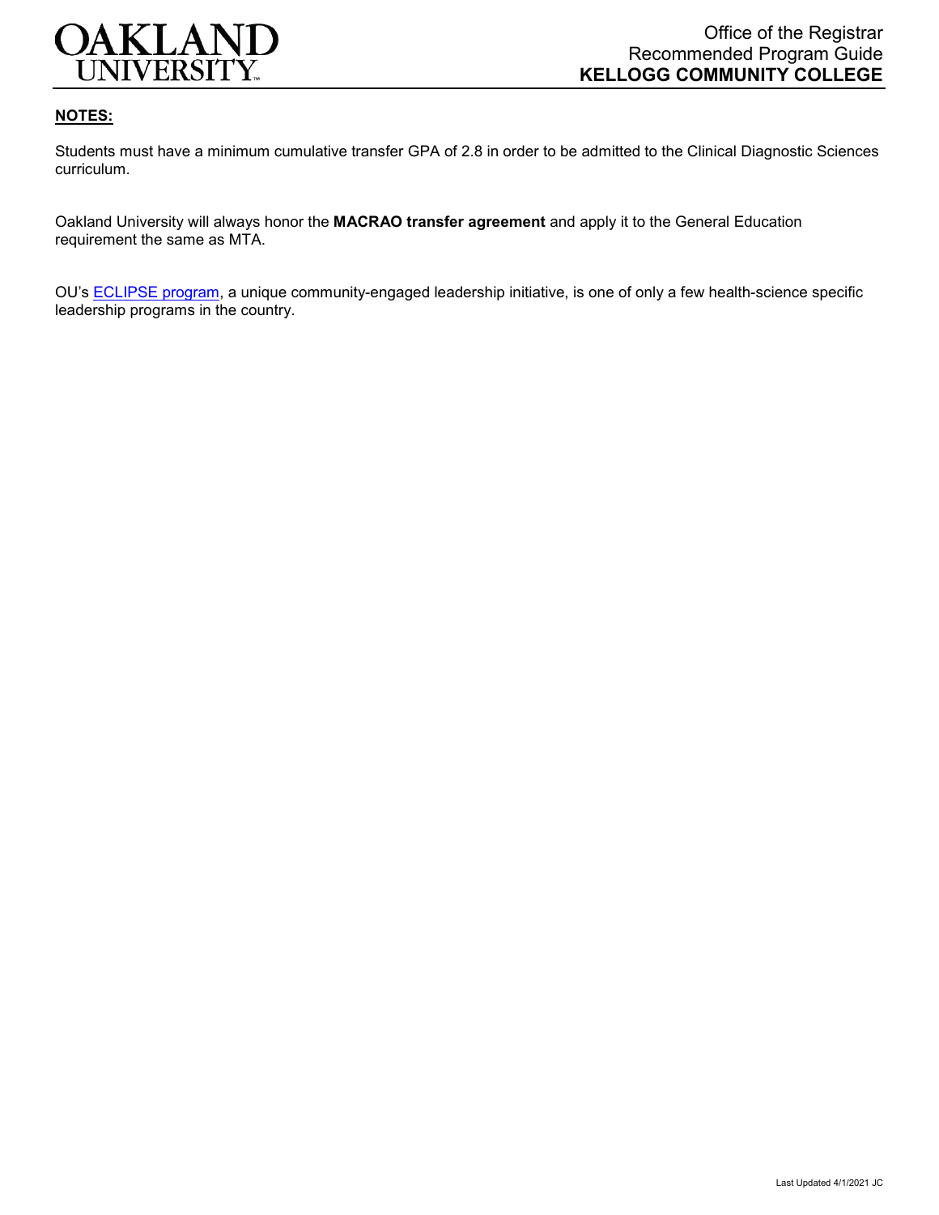**NOTES:**

Students must have a minimum cumulative transfer GPA of 2.8 in order to be admitted to the Clinical Diagnostic Sciences curriculum.

Oakland University will always honor the **MACRAO transfer agreement** and apply it to the General Education requirement the same as MTA.

OU's ECLIPSE program, a unique community-engaged leadership initiative, is one of only a few health-science specific leadership programs in the country.